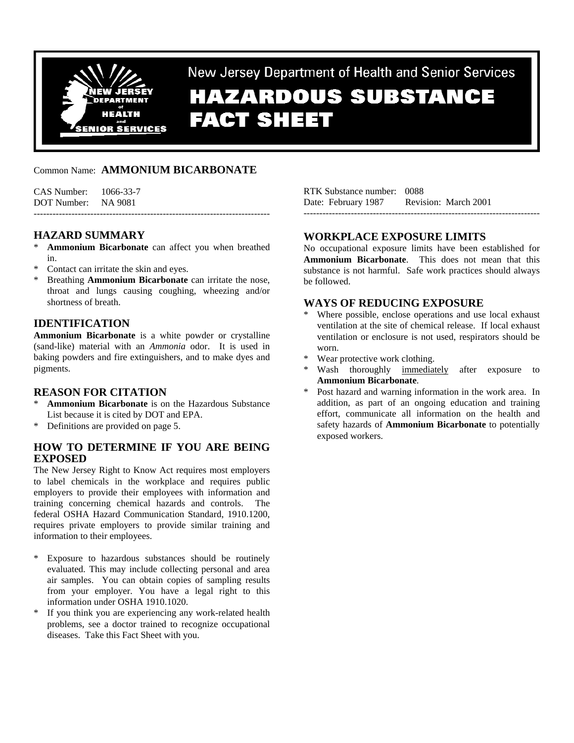New Jersey Department of Health and Senior Services

# HAZARDOUS SUBSTANCE FACT SHEET

Common Name: **AMMONIUM BICARBONATE**

CAS Number: 1066-33-7
DOT Number: NA 9081

RTK Substance number: 0088
Date: February 1987 Revision: March 2001

---

## HAZARD SUMMARY

* **Ammonium Bicarbonate** can affect you when breathed in.
* Contact can irritate the skin and eyes.
* Breathing **Ammonium Bicarbonate** can irritate the nose, throat and lungs causing coughing, wheezing and/or shortness of breath.

## IDENTIFICATION

**Ammonium Bicarbonate** is a white powder or crystalline (sand-like) material with an *Ammonia* odor. It is used in baking powders and fire extinguishers, and to make dyes and pigments.

## REASON FOR CITATION

* **Ammonium Bicarbonate** is on the Hazardous Substance List because it is cited by DOT and EPA.
* Definitions are provided on page 5.

## HOW TO DETERMINE IF YOU ARE BEING EXPOSED

The New Jersey Right to Know Act requires most employers to label chemicals in the workplace and requires public employers to provide their employees with information and training concerning chemical hazards and controls. The federal OSHA Hazard Communication Standard, 1910.1200, requires private employers to provide similar training and information to their employees.

* Exposure to hazardous substances should be routinely evaluated. This may include collecting personal and area air samples. You can obtain copies of sampling results from your employer. You have a legal right to this information under OSHA 1910.1020.
* If you think you are experiencing any work-related health problems, see a doctor trained to recognize occupational diseases. Take this Fact Sheet with you.

## WORKPLACE EXPOSURE LIMITS

No occupational exposure limits have been established for **Ammonium Bicarbonate**. This does not mean that this substance is not harmful. Safe work practices should always be followed.

## WAYS OF REDUCING EXPOSURE

* Where possible, enclose operations and use local exhaust ventilation at the site of chemical release. If local exhaust ventilation or enclosure is not used, respirators should be worn.
* Wear protective work clothing.
* Wash thoroughly immediately after exposure to **Ammonium Bicarbonate**.
* Post hazard and warning information in the work area. In addition, as part of an ongoing education and training effort, communicate all information on the health and safety hazards of **Ammonium Bicarbonate** to potentially exposed workers.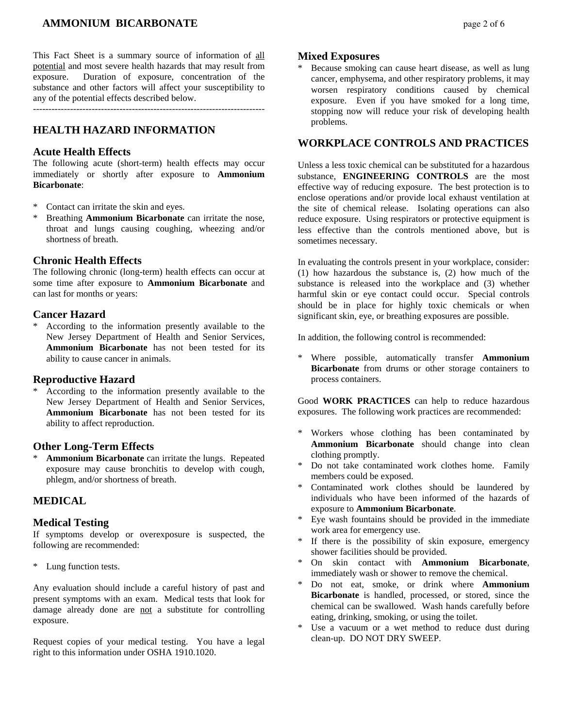This Fact Sheet is a summary source of information of all potential and most severe health hazards that may result from exposure. Duration of exposure, concentration of the substance and other factors will affect your susceptibility to any of the potential effects described below.

---

## HEALTH HAZARD INFORMATION

### Acute Health Effects

The following acute (short-term) health effects may occur immediately or shortly after exposure to **Ammonium Bicarbonate**:

* Contact can irritate the skin and eyes.
* Breathing **Ammonium Bicarbonate** can irritate the nose, throat and lungs causing coughing, wheezing and/or shortness of breath.

### Chronic Health Effects

The following chronic (long-term) health effects can occur at some time after exposure to **Ammonium Bicarbonate** and can last for months or years:

### Cancer Hazard

* According to the information presently available to the New Jersey Department of Health and Senior Services, **Ammonium Bicarbonate** has not been tested for its ability to cause cancer in animals.

### Reproductive Hazard

* According to the information presently available to the New Jersey Department of Health and Senior Services, **Ammonium Bicarbonate** has not been tested for its ability to affect reproduction.

### Other Long-Term Effects

* **Ammonium Bicarbonate** can irritate the lungs. Repeated exposure may cause bronchitis to develop with cough, phlegm, and/or shortness of breath.

## MEDICAL

### Medical Testing

If symptoms develop or overexposure is suspected, the following are recommended:

* Lung function tests.

Any evaluation should include a careful history of past and present symptoms with an exam. Medical tests that look for damage already done are not a substitute for controlling exposure.

Request copies of your medical testing. You have a legal right to this information under OSHA 1910.1020.

### Mixed Exposures

* Because smoking can cause heart disease, as well as lung cancer, emphysema, and other respiratory problems, it may worsen respiratory conditions caused by chemical exposure. Even if you have smoked for a long time, stopping now will reduce your risk of developing health problems.

## WORKPLACE CONTROLS AND PRACTICES

Unless a less toxic chemical can be substituted for a hazardous substance, **ENGINEERING CONTROLS** are the most effective way of reducing exposure. The best protection is to enclose operations and/or provide local exhaust ventilation at the site of chemical release. Isolating operations can also reduce exposure. Using respirators or protective equipment is less effective than the controls mentioned above, but is sometimes necessary.

In evaluating the controls present in your workplace, consider: (1) how hazardous the substance is, (2) how much of the substance is released into the workplace and (3) whether harmful skin or eye contact could occur. Special controls should be in place for highly toxic chemicals or when significant skin, eye, or breathing exposures are possible.

In addition, the following control is recommended:

* Where possible, automatically transfer **Ammonium Bicarbonate** from drums or other storage containers to process containers.

Good **WORK PRACTICES** can help to reduce hazardous exposures. The following work practices are recommended:

* Workers whose clothing has been contaminated by **Ammonium Bicarbonate** should change into clean clothing promptly.
* Do not take contaminated work clothes home. Family members could be exposed.
* Contaminated work clothes should be laundered by individuals who have been informed of the hazards of exposure to **Ammonium Bicarbonate**.
* Eye wash fountains should be provided in the immediate work area for emergency use.
* If there is the possibility of skin exposure, emergency shower facilities should be provided.
* On skin contact with **Ammonium Bicarbonate**, immediately wash or shower to remove the chemical.
* Do not eat, smoke, or drink where **Ammonium Bicarbonate** is handled, processed, or stored, since the chemical can be swallowed. Wash hands carefully before eating, drinking, smoking, or using the toilet.
* Use a vacuum or a wet method to reduce dust during clean-up. DO NOT DRY SWEEP.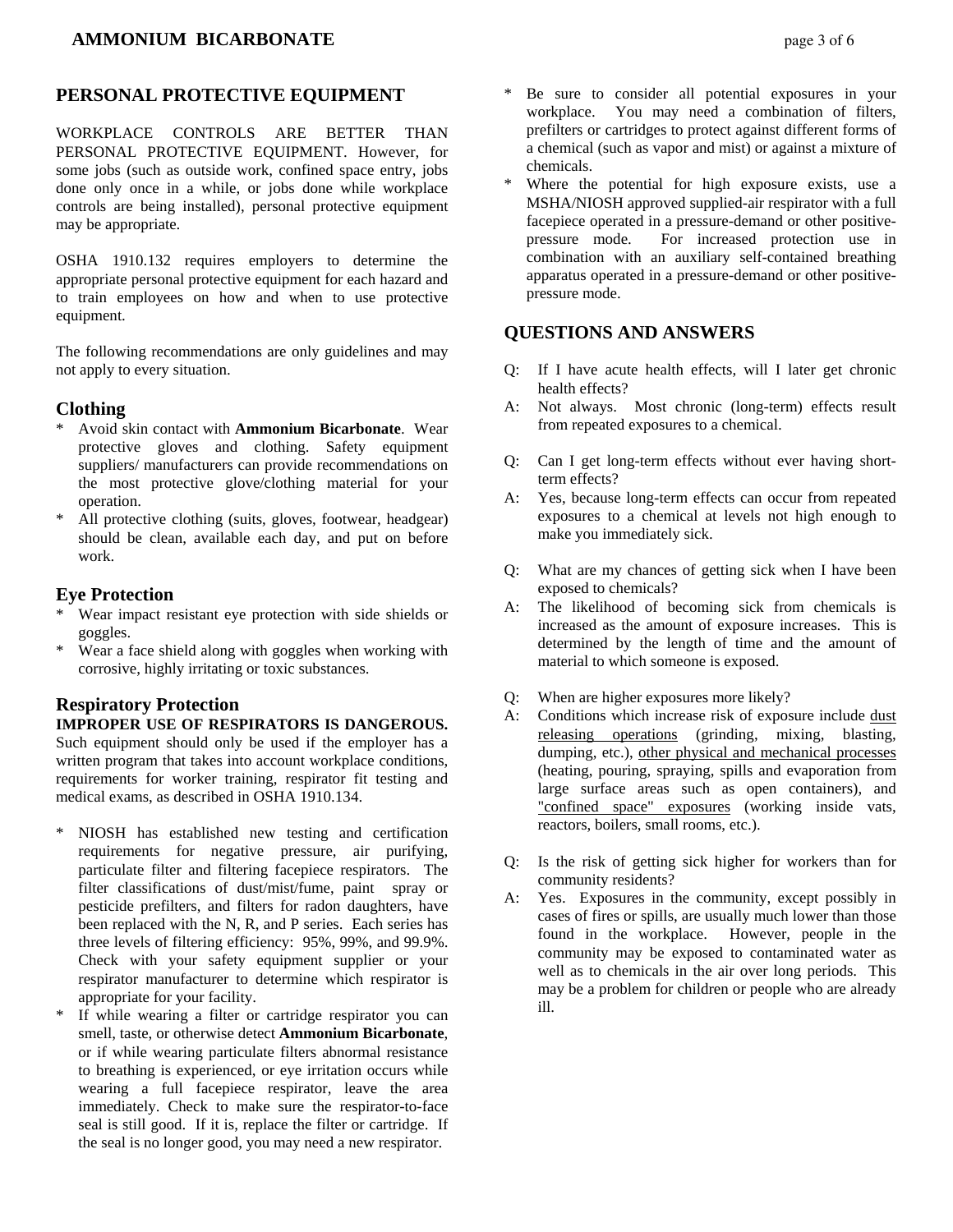## PERSONAL PROTECTIVE EQUIPMENT

WORKPLACE CONTROLS ARE BETTER THAN PERSONAL PROTECTIVE EQUIPMENT. However, for some jobs (such as outside work, confined space entry, jobs done only once in a while, or jobs done while workplace controls are being installed), personal protective equipment may be appropriate.

OSHA 1910.132 requires employers to determine the appropriate personal protective equipment for each hazard and to train employees on how and when to use protective equipment.

The following recommendations are only guidelines and may not apply to every situation.

### Clothing

* Avoid skin contact with **Ammonium Bicarbonate**. Wear protective gloves and clothing. Safety equipment suppliers/ manufacturers can provide recommendations on the most protective glove/clothing material for your operation.
* All protective clothing (suits, gloves, footwear, headgear) should be clean, available each day, and put on before work.

### Eye Protection

* Wear impact resistant eye protection with side shields or goggles.
* Wear a face shield along with goggles when working with corrosive, highly irritating or toxic substances.

### Respiratory Protection

**IMPROPER USE OF RESPIRATORS IS DANGEROUS.** Such equipment should only be used if the employer has a written program that takes into account workplace conditions, requirements for worker training, respirator fit testing and medical exams, as described in OSHA 1910.134.

* NIOSH has established new testing and certification requirements for negative pressure, air purifying, particulate filter and filtering facepiece respirators. The filter classifications of dust/mist/fume, paint spray or pesticide prefilters, and filters for radon daughters, have been replaced with the N, R, and P series. Each series has three levels of filtering efficiency: 95%, 99%, and 99.9%. Check with your safety equipment supplier or your respirator manufacturer to determine which respirator is appropriate for your facility.
* If while wearing a filter or cartridge respirator you can smell, taste, or otherwise detect **Ammonium Bicarbonate**, or if while wearing particulate filters abnormal resistance to breathing is experienced, or eye irritation occurs while wearing a full facepiece respirator, leave the area immediately. Check to make sure the respirator-to-face seal is still good. If it is, replace the filter or cartridge. If the seal is no longer good, you may need a new respirator.
* Be sure to consider all potential exposures in your workplace. You may need a combination of filters, prefilters or cartridges to protect against different forms of a chemical (such as vapor and mist) or against a mixture of chemicals.
* Where the potential for high exposure exists, use a MSHA/NIOSH approved supplied-air respirator with a full facepiece operated in a pressure-demand or other positive-pressure mode. For increased protection use in combination with an auxiliary self-contained breathing apparatus operated in a pressure-demand or other positive-pressure mode.

## QUESTIONS AND ANSWERS

Q: If I have acute health effects, will I later get chronic health effects?
A: Not always. Most chronic (long-term) effects result from repeated exposures to a chemical.

Q: Can I get long-term effects without ever having short-term effects?
A: Yes, because long-term effects can occur from repeated exposures to a chemical at levels not high enough to make you immediately sick.

Q: What are my chances of getting sick when I have been exposed to chemicals?
A: The likelihood of becoming sick from chemicals is increased as the amount of exposure increases. This is determined by the length of time and the amount of material to which someone is exposed.

Q: When are higher exposures more likely?
A: Conditions which increase risk of exposure include dust releasing operations (grinding, mixing, blasting, dumping, etc.), other physical and mechanical processes (heating, pouring, spraying, spills and evaporation from large surface areas such as open containers), and "confined space" exposures (working inside vats, reactors, boilers, small rooms, etc.).

Q: Is the risk of getting sick higher for workers than for community residents?
A: Yes. Exposures in the community, except possibly in cases of fires or spills, are usually much lower than those found in the workplace. However, people in the community may be exposed to contaminated water as well as to chemicals in the air over long periods. This may be a problem for children or people who are already ill.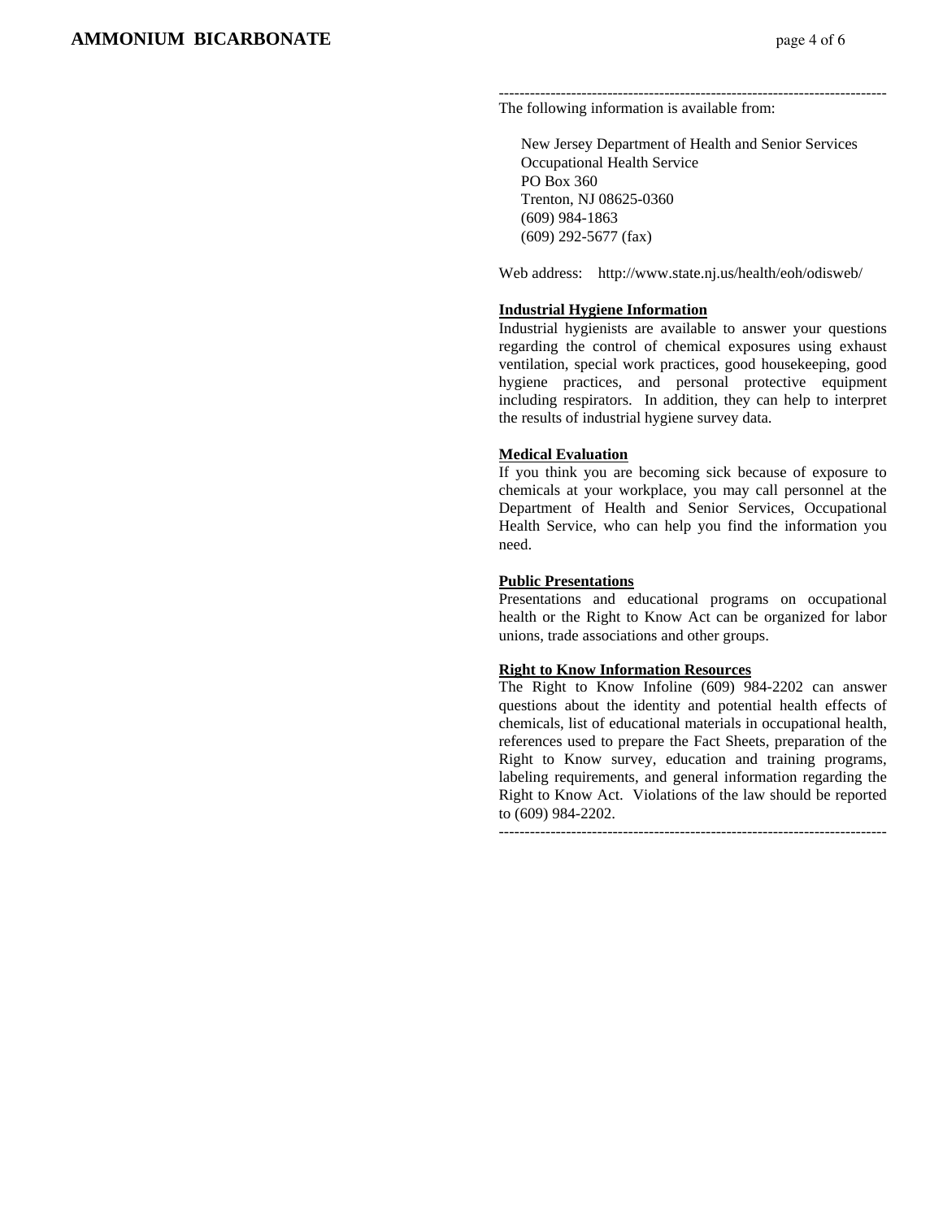---

The following information is available from:

New Jersey Department of Health and Senior Services  
Occupational Health Service  
PO Box 360  
Trenton, NJ 08625-0360  
(609) 984-1863  
(609) 292-5677 (fax)

Web address: http://www.state.nj.us/health/eoh/odisweb/

**Industrial Hygiene Information**

Industrial hygienists are available to answer your questions regarding the control of chemical exposures using exhaust ventilation, special work practices, good housekeeping, good hygiene practices, and personal protective equipment including respirators. In addition, they can help to interpret the results of industrial hygiene survey data.

**Medical Evaluation**

If you think you are becoming sick because of exposure to chemicals at your workplace, you may call personnel at the Department of Health and Senior Services, Occupational Health Service, who can help you find the information you need.

**Public Presentations**

Presentations and educational programs on occupational health or the Right to Know Act can be organized for labor unions, trade associations and other groups.

**Right to Know Information Resources**

The Right to Know Infoline (609) 984-2202 can answer questions about the identity and potential health effects of chemicals, list of educational materials in occupational health, references used to prepare the Fact Sheets, preparation of the Right to Know survey, education and training programs, labeling requirements, and general information regarding the Right to Know Act. Violations of the law should be reported to (609) 984-2202.

---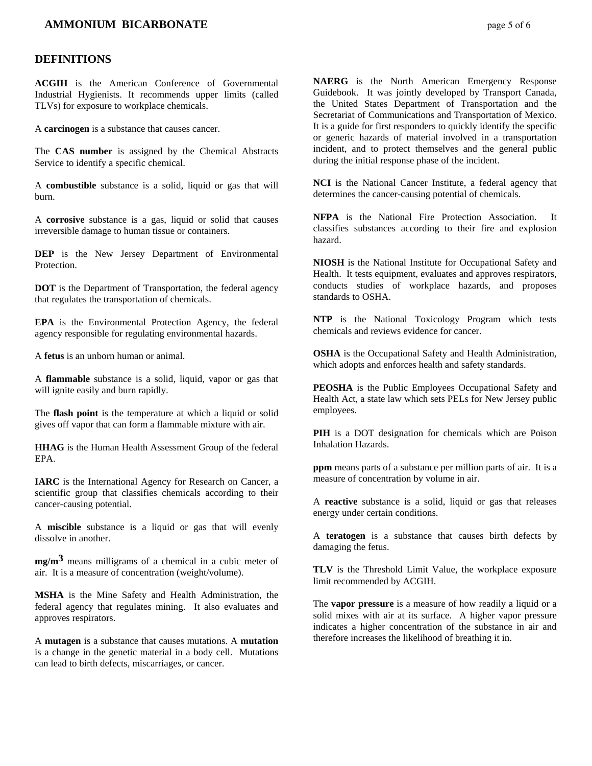## DEFINITIONS

**ACGIH** is the American Conference of Governmental Industrial Hygienists. It recommends upper limits (called TLVs) for exposure to workplace chemicals.

A **carcinogen** is a substance that causes cancer.

The **CAS number** is assigned by the Chemical Abstracts Service to identify a specific chemical.

A **combustible** substance is a solid, liquid or gas that will burn.

A **corrosive** substance is a gas, liquid or solid that causes irreversible damage to human tissue or containers.

**DEP** is the New Jersey Department of Environmental Protection.

**DOT** is the Department of Transportation, the federal agency that regulates the transportation of chemicals.

**EPA** is the Environmental Protection Agency, the federal agency responsible for regulating environmental hazards.

A **fetus** is an unborn human or animal.

A **flammable** substance is a solid, liquid, vapor or gas that will ignite easily and burn rapidly.

The **flash point** is the temperature at which a liquid or solid gives off vapor that can form a flammable mixture with air.

**HHAG** is the Human Health Assessment Group of the federal EPA.

**IARC** is the International Agency for Research on Cancer, a scientific group that classifies chemicals according to their cancer-causing potential.

A **miscible** substance is a liquid or gas that will evenly dissolve in another.

**mg/m$^3$** means milligrams of a chemical in a cubic meter of air. It is a measure of concentration (weight/volume).

**MSHA** is the Mine Safety and Health Administration, the federal agency that regulates mining. It also evaluates and approves respirators.

A **mutagen** is a substance that causes mutations. A **mutation** is a change in the genetic material in a body cell. Mutations can lead to birth defects, miscarriages, or cancer.

**NAERG** is the North American Emergency Response Guidebook. It was jointly developed by Transport Canada, the United States Department of Transportation and the Secretariat of Communications and Transportation of Mexico. It is a guide for first responders to quickly identify the specific or generic hazards of material involved in a transportation incident, and to protect themselves and the general public during the initial response phase of the incident.

**NCI** is the National Cancer Institute, a federal agency that determines the cancer-causing potential of chemicals.

**NFPA** is the National Fire Protection Association. It classifies substances according to their fire and explosion hazard.

**NIOSH** is the National Institute for Occupational Safety and Health. It tests equipment, evaluates and approves respirators, conducts studies of workplace hazards, and proposes standards to OSHA.

**NTP** is the National Toxicology Program which tests chemicals and reviews evidence for cancer.

**OSHA** is the Occupational Safety and Health Administration, which adopts and enforces health and safety standards.

**PEOSHA** is the Public Employees Occupational Safety and Health Act, a state law which sets PELs for New Jersey public employees.

**PIH** is a DOT designation for chemicals which are Poison Inhalation Hazards.

**ppm** means parts of a substance per million parts of air. It is a measure of concentration by volume in air.

A **reactive** substance is a solid, liquid or gas that releases energy under certain conditions.

A **teratogen** is a substance that causes birth defects by damaging the fetus.

**TLV** is the Threshold Limit Value, the workplace exposure limit recommended by ACGIH.

The **vapor pressure** is a measure of how readily a liquid or a solid mixes with air at its surface. A higher vapor pressure indicates a higher concentration of the substance in air and therefore increases the likelihood of breathing it in.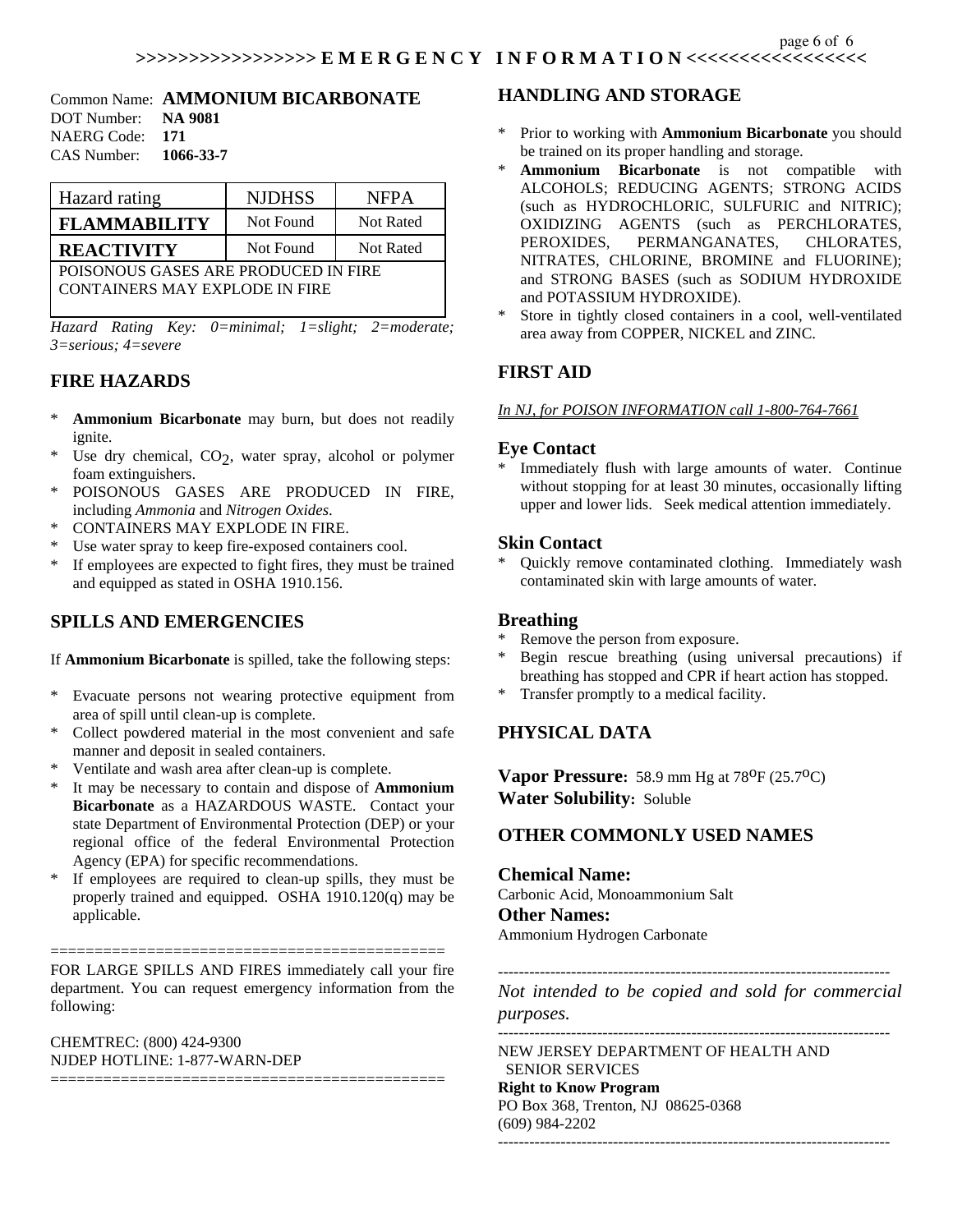# >>>>>>>>>>>>>>>>> E M E R G E N C Y I N F O R M A T I O N <<<<<<<<<<<<<<<<<

Common Name: **AMMONIUM BICARBONATE**
DOT Number: **NA 9081**
NAERG Code: **171**
CAS Number: **1066-33-7**

| Hazard rating | NJDHSS | NFPA |
|---|---|---|
| **FLAMMABILITY** | Not Found | Not Rated |
| **REACTIVITY** | Not Found | Not Rated |
| POISONOUS GASES ARE PRODUCED IN FIRE CONTAINERS MAY EXPLODE IN FIRE | | |

*Hazard Rating Key: 0=minimal; 1=slight; 2=moderate; 3=serious; 4=severe*

## FIRE HAZARDS

* **Ammonium Bicarbonate** may burn, but does not readily ignite.
* Use dry chemical, $CO_2$, water spray, alcohol or polymer foam extinguishers.
* POISONOUS GASES ARE PRODUCED IN FIRE, including *Ammonia* and *Nitrogen Oxides*.
* CONTAINERS MAY EXPLODE IN FIRE.
* Use water spray to keep fire-exposed containers cool.
* If employees are expected to fight fires, they must be trained and equipped as stated in OSHA 1910.156.

## SPILLS AND EMERGENCIES

If **Ammonium Bicarbonate** is spilled, take the following steps:

* Evacuate persons not wearing protective equipment from area of spill until clean-up is complete.
* Collect powdered material in the most convenient and safe manner and deposit in sealed containers.
* Ventilate and wash area after clean-up is complete.
* It may be necessary to contain and dispose of **Ammonium Bicarbonate** as a HAZARDOUS WASTE. Contact your state Department of Environmental Protection (DEP) or your regional office of the federal Environmental Protection Agency (EPA) for specific recommendations.
* If employees are required to clean-up spills, they must be properly trained and equipped. OSHA 1910.120(q) may be applicable.

============================================

FOR LARGE SPILLS AND FIRES immediately call your fire department. You can request emergency information from the following:

CHEMTREC: (800) 424-9300
NJDEP HOTLINE: 1-877-WARN-DEP

============================================

## HANDLING AND STORAGE

* Prior to working with **Ammonium Bicarbonate** you should be trained on its proper handling and storage.
* **Ammonium Bicarbonate** is not compatible with ALCOHOLS; REDUCING AGENTS; STRONG ACIDS (such as HYDROCHLORIC, SULFURIC and NITRIC); OXIDIZING AGENTS (such as PERCHLORATES, PEROXIDES, PERMANGANATES, CHLORATES, NITRATES, CHLORINE, BROMINE and FLUORINE); and STRONG BASES (such as SODIUM HYDROXIDE and POTASSIUM HYDROXIDE).
* Store in tightly closed containers in a cool, well-ventilated area away from COPPER, NICKEL and ZINC.

## FIRST AID

*In NJ, for POISON INFORMATION call 1-800-764-7661*

### Eye Contact

* Immediately flush with large amounts of water. Continue without stopping for at least 30 minutes, occasionally lifting upper and lower lids. Seek medical attention immediately.

### Skin Contact

* Quickly remove contaminated clothing. Immediately wash contaminated skin with large amounts of water.

### Breathing

* Remove the person from exposure.
* Begin rescue breathing (using universal precautions) if breathing has stopped and CPR if heart action has stopped.
* Transfer promptly to a medical facility.

## PHYSICAL DATA

**Vapor Pressure:** 58.9 mm Hg at $78^{o}$F ($25.7^{o}$C)
**Water Solubility:** Soluble

## OTHER COMMONLY USED NAMES

**Chemical Name:**
Carbonic Acid, Monoammonium Salt
**Other Names:**
Ammonium Hydrogen Carbonate

---------------------------------------------------------------------------

*Not intended to be copied and sold for commercial purposes.*

---------------------------------------------------------------------------

NEW JERSEY DEPARTMENT OF HEALTH AND SENIOR SERVICES
**Right to Know Program**
PO Box 368, Trenton, NJ 08625-0368
(609) 984-2202

---------------------------------------------------------------------------